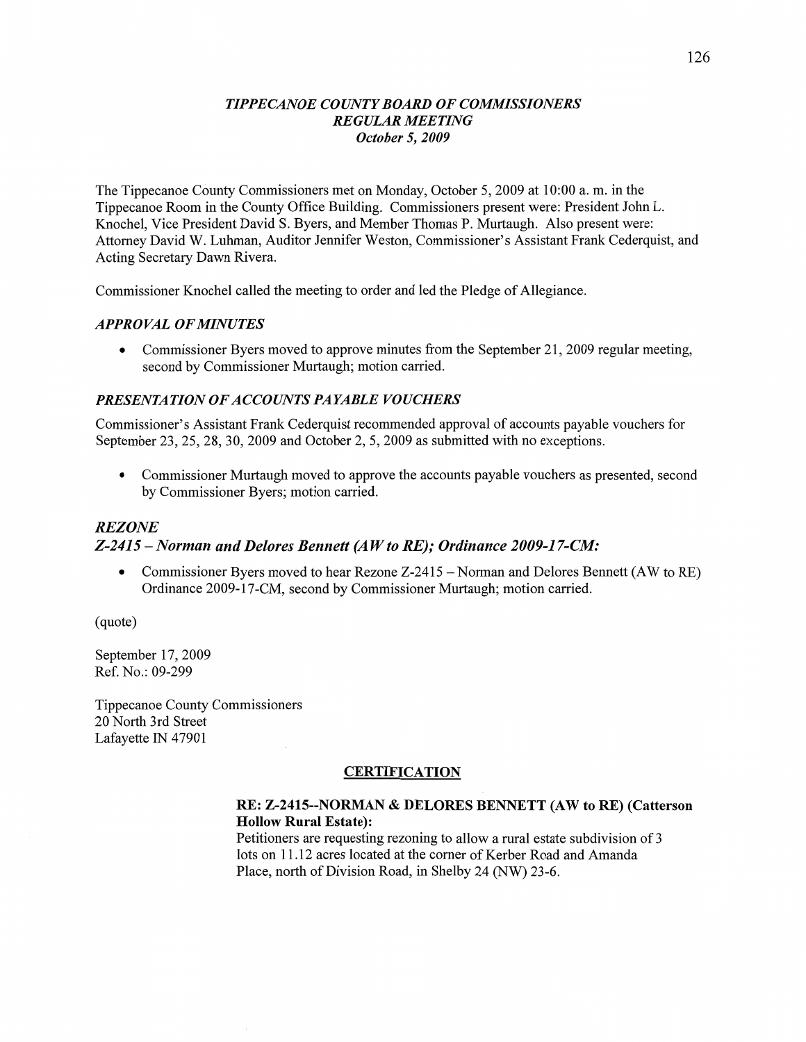## *TIPPECANOE COUNTY BOARD OF COMMISSIONERS*
## *REGULAR MEETING*
### *October 5, 2009*

The Tippecanoe County Commissioners met on Monday, October 5, 2009 at 10:00 a. m. in the Tippecanoe Room in the County Office Building. Commissioners present were: President John L. Knochel, Vice President David S. Byers, and Member Thomas P. Murtaugh. Also present were: Attorney David W. Luhman, Auditor Jennifer Weston, Commissioner's Assistant Frank Cederquist, and Acting Secretary Dawn Rivera.

Commissioner Knochel called the meeting to order and led the Pledge of Allegiance.

### *APPROVAL OF MINUTES*

- Commissioner Byers moved to approve minutes from the September 21, 2009 regular meeting, second by Commissioner Murtaugh; motion carried.

### *PRESENTATION OF ACCOUNTS PAYABLE VOUCHERS*

Commissioner's Assistant Frank Cederquist recommended approval of accounts payable vouchers for September 23, 25, 28, 30, 2009 and October 2, 5, 2009 as submitted with no exceptions.

- Commissioner Murtaugh moved to approve the accounts payable vouchers as presented, second by Commissioner Byers; motion carried.

## *REZONE*
### *Z-2415 – Norman and Delores Bennett (AW to RE); Ordinance 2009-17-CM:*

- Commissioner Byers moved to hear Rezone Z-2415 – Norman and Delores Bennett (AW to RE) Ordinance 2009-17-CM, second by Commissioner Murtaugh; motion carried.

(quote)

September 17, 2009
Ref. No.: 09-299

Tippecanoe County Commissioners
20 North 3rd Street
Lafayette IN 47901

**CERTIFICATION**

**RE: Z-2415--NORMAN & DELORES BENNETT (AW to RE) (Catterson Hollow Rural Estate):**
Petitioners are requesting rezoning to allow a rural estate subdivision of 3 lots on 11.12 acres located at the corner of Kerber Road and Amanda Place, north of Division Road, in Shelby 24 (NW) 23-6.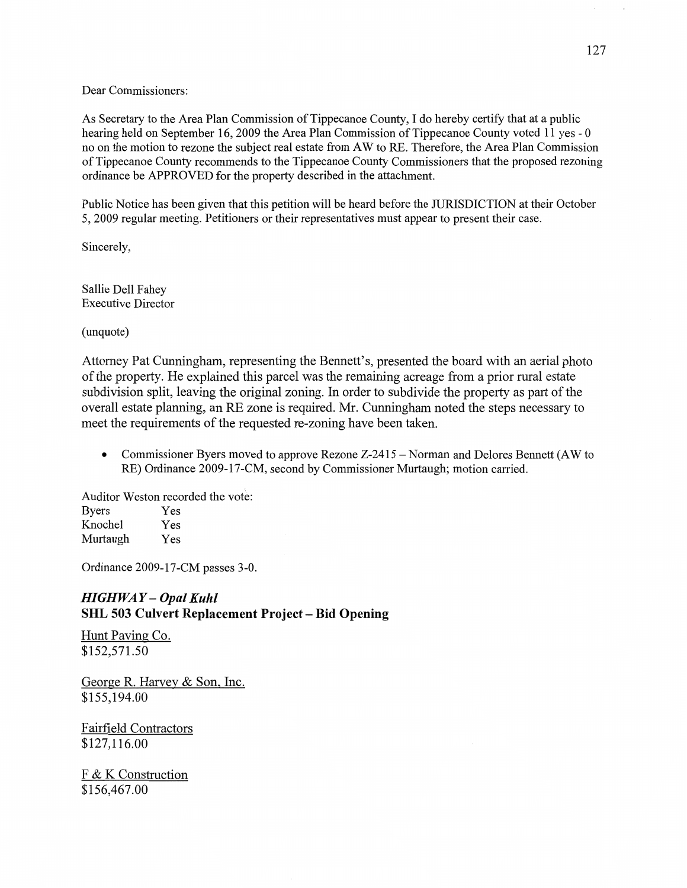Dear Commissioners:

As Secretary to the Area Plan Commission of Tippecanoe County, I do hereby certify that at a public hearing held on September 16, 2009 the Area Plan Commission of Tippecanoe County voted 11 yes - 0 no on the motion to rezone the subject real estate from AW to RE. Therefore, the Area Plan Commission of Tippecanoe County recommends to the Tippecanoe County Commissioners that the proposed rezoning ordinance be APPROVED for the property described in the attachment.

Public Notice has been given that this petition will be heard before the JURISDICTION at their October 5, 2009 regular meeting. Petitioners or their representatives must appear to present their case.

Sincerely,

Sallie Dell Fahey
Executive Director

(unquote)

Attorney Pat Cunningham, representing the Bennett's, presented the board with an aerial photo of the property. He explained this parcel was the remaining acreage from a prior rural estate subdivision split, leaving the original zoning. In order to subdivide the property as part of the overall estate planning, an RE zone is required. Mr. Cunningham noted the steps necessary to meet the requirements of the requested re-zoning have been taken.

- Commissioner Byers moved to approve Rezone Z-2415 – Norman and Delores Bennett (AW to RE) Ordinance 2009-17-CM, second by Commissioner Murtaugh; motion carried.

Auditor Weston recorded the vote:

| | |
|---|---|
| Byers | Yes |
| Knochel | Yes |
| Murtaugh | Yes |

Ordinance 2009-17-CM passes 3-0.

## *HIGHWAY – Opal Kuhl*
## SHL 503 Culvert Replacement Project – Bid Opening

Hunt Paving Co.
$152,571.50

George R. Harvey & Son, Inc.
$155,194.00

Fairfield Contractors
$127,116.00

F & K Construction
$156,467.00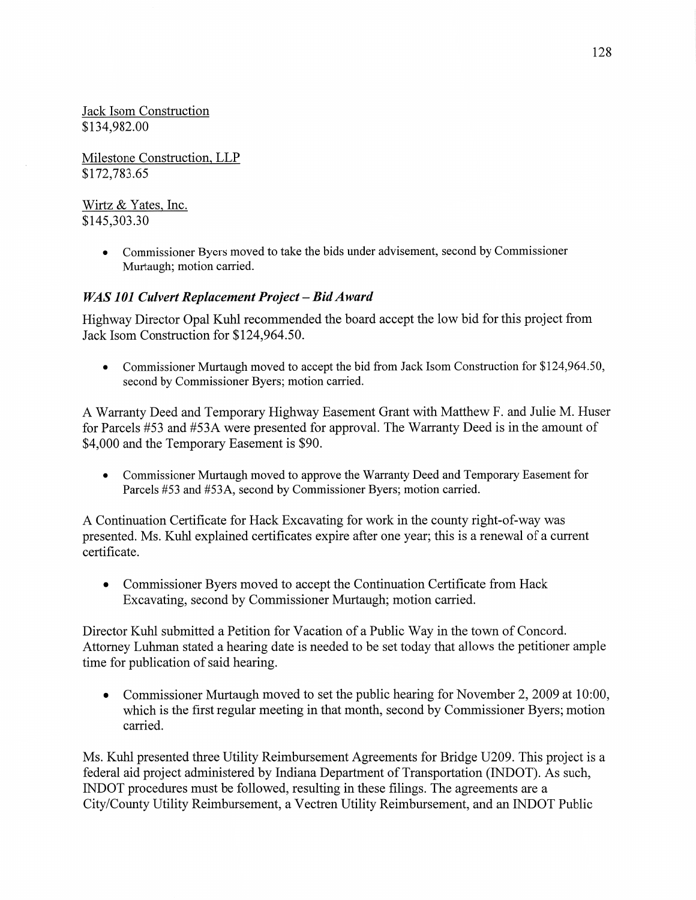<u>Jack Isom Construction</u>
$134,982.00

<u>Milestone Construction, LLP</u>
$172,783.65

<u>Wirtz & Yates, Inc.</u>
$145,303.30

- Commissioner Byers moved to take the bids under advisement, second by Commissioner Murtaugh; motion carried.

### *WAS 101 Culvert Replacement Project – Bid Award*

Highway Director Opal Kuhl recommended the board accept the low bid for this project from Jack Isom Construction for $124,964.50.

- Commissioner Murtaugh moved to accept the bid from Jack Isom Construction for $124,964.50, second by Commissioner Byers; motion carried.

A Warranty Deed and Temporary Highway Easement Grant with Matthew F. and Julie M. Huser for Parcels #53 and #53A were presented for approval. The Warranty Deed is in the amount of $4,000 and the Temporary Easement is $90.

- Commissioner Murtaugh moved to approve the Warranty Deed and Temporary Easement for Parcels #53 and #53A, second by Commissioner Byers; motion carried.

A Continuation Certificate for Hack Excavating for work in the county right-of-way was presented. Ms. Kuhl explained certificates expire after one year; this is a renewal of a current certificate.

- Commissioner Byers moved to accept the Continuation Certificate from Hack Excavating, second by Commissioner Murtaugh; motion carried.

Director Kuhl submitted a Petition for Vacation of a Public Way in the town of Concord. Attorney Luhman stated a hearing date is needed to be set today that allows the petitioner ample time for publication of said hearing.

- Commissioner Murtaugh moved to set the public hearing for November 2, 2009 at 10:00, which is the first regular meeting in that month, second by Commissioner Byers; motion carried.

Ms. Kuhl presented three Utility Reimbursement Agreements for Bridge U209. This project is a federal aid project administered by Indiana Department of Transportation (INDOT). As such, INDOT procedures must be followed, resulting in these filings. The agreements are a City/County Utility Reimbursement, a Vectren Utility Reimbursement, and an INDOT Public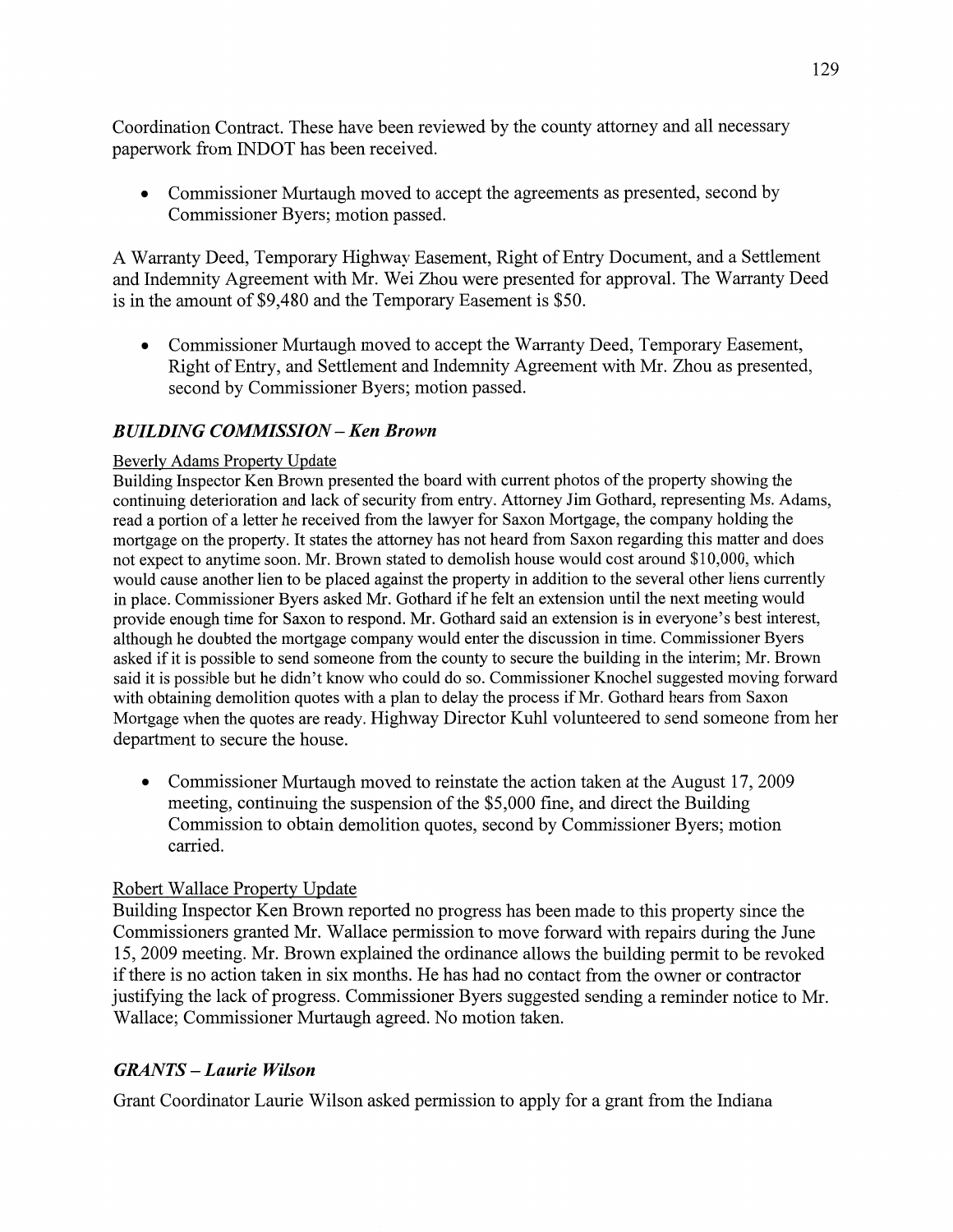Coordination Contract. These have been reviewed by the county attorney and all necessary paperwork from INDOT has been received.

- Commissioner Murtaugh moved to accept the agreements as presented, second by Commissioner Byers; motion passed.

A Warranty Deed, Temporary Highway Easement, Right of Entry Document, and a Settlement and Indemnity Agreement with Mr. Wei Zhou were presented for approval. The Warranty Deed is in the amount of $9,480 and the Temporary Easement is $50.

- Commissioner Murtaugh moved to accept the Warranty Deed, Temporary Easement, Right of Entry, and Settlement and Indemnity Agreement with Mr. Zhou as presented, second by Commissioner Byers; motion passed.

### *BUILDING COMMISSION – Ken Brown*

Beverly Adams Property Update

Building Inspector Ken Brown presented the board with current photos of the property showing the continuing deterioration and lack of security from entry. Attorney Jim Gothard, representing Ms. Adams, read a portion of a letter he received from the lawyer for Saxon Mortgage, the company holding the mortgage on the property. It states the attorney has not heard from Saxon regarding this matter and does not expect to anytime soon. Mr. Brown stated to demolish house would cost around $10,000, which would cause another lien to be placed against the property in addition to the several other liens currently in place. Commissioner Byers asked Mr. Gothard if he felt an extension until the next meeting would provide enough time for Saxon to respond. Mr. Gothard said an extension is in everyone's best interest, although he doubted the mortgage company would enter the discussion in time. Commissioner Byers asked if it is possible to send someone from the county to secure the building in the interim; Mr. Brown said it is possible but he didn't know who could do so. Commissioner Knochel suggested moving forward with obtaining demolition quotes with a plan to delay the process if Mr. Gothard hears from Saxon Mortgage when the quotes are ready. Highway Director Kuhl volunteered to send someone from her department to secure the house.

- Commissioner Murtaugh moved to reinstate the action taken at the August 17, 2009 meeting, continuing the suspension of the $5,000 fine, and direct the Building Commission to obtain demolition quotes, second by Commissioner Byers; motion carried.

Robert Wallace Property Update

Building Inspector Ken Brown reported no progress has been made to this property since the Commissioners granted Mr. Wallace permission to move forward with repairs during the June 15, 2009 meeting. Mr. Brown explained the ordinance allows the building permit to be revoked if there is no action taken in six months. He has had no contact from the owner or contractor justifying the lack of progress. Commissioner Byers suggested sending a reminder notice to Mr. Wallace; Commissioner Murtaugh agreed. No motion taken.

### *GRANTS – Laurie Wilson*

Grant Coordinator Laurie Wilson asked permission to apply for a grant from the Indiana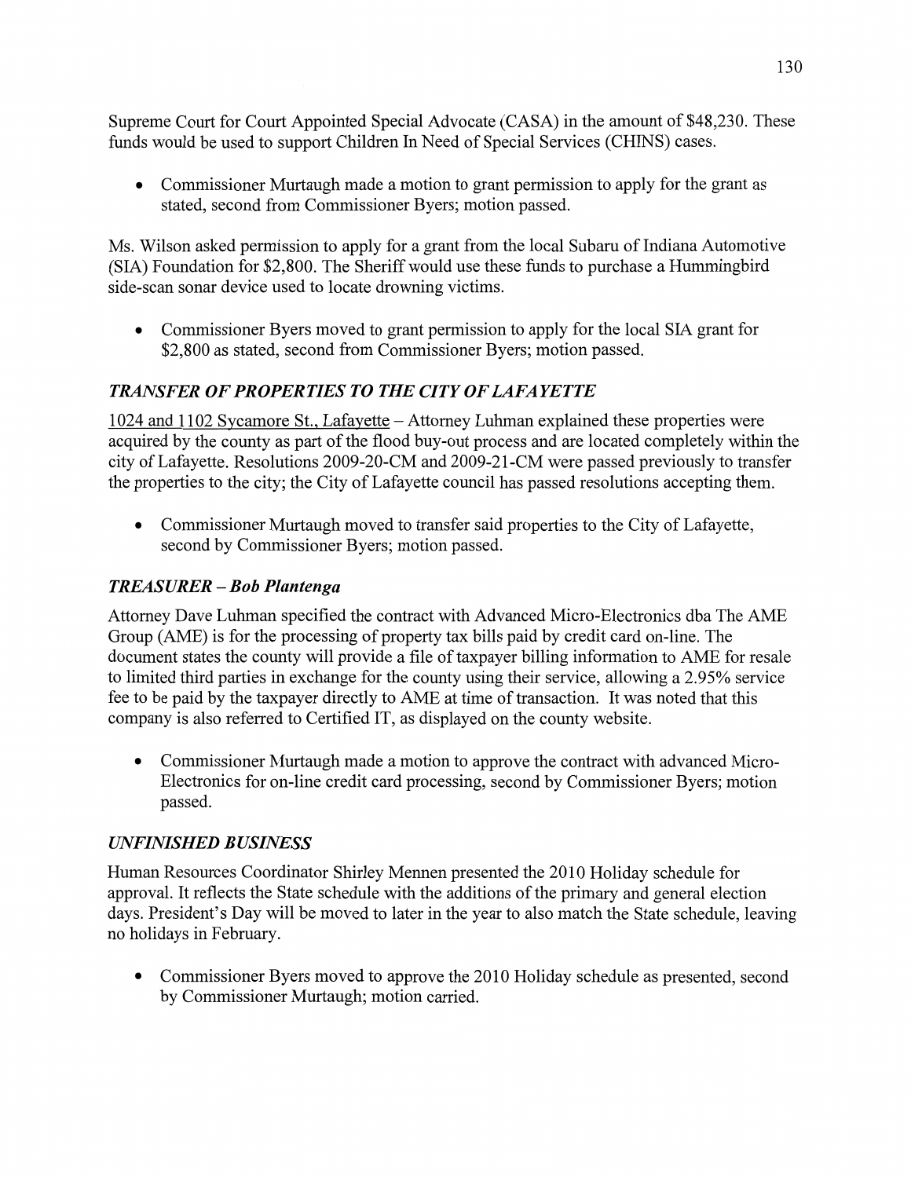Supreme Court for Court Appointed Special Advocate (CASA) in the amount of $48,230. These funds would be used to support Children In Need of Special Services (CHINS) cases.

- Commissioner Murtaugh made a motion to grant permission to apply for the grant as stated, second from Commissioner Byers; motion passed.

Ms. Wilson asked permission to apply for a grant from the local Subaru of Indiana Automotive (SIA) Foundation for $2,800. The Sheriff would use these funds to purchase a Hummingbird side-scan sonar device used to locate drowning victims.

- Commissioner Byers moved to grant permission to apply for the local SIA grant for $2,800 as stated, second from Commissioner Byers; motion passed.

### *TRANSFER OF PROPERTIES TO THE CITY OF LAFAYETTE*

1024 and 1102 Sycamore St., Lafayette – Attorney Luhman explained these properties were acquired by the county as part of the flood buy-out process and are located completely within the city of Lafayette. Resolutions 2009-20-CM and 2009-21-CM were passed previously to transfer the properties to the city; the City of Lafayette council has passed resolutions accepting them.

- Commissioner Murtaugh moved to transfer said properties to the City of Lafayette, second by Commissioner Byers; motion passed.

### *TREASURER – Bob Plantenga*

Attorney Dave Luhman specified the contract with Advanced Micro-Electronics dba The AME Group (AME) is for the processing of property tax bills paid by credit card on-line. The document states the county will provide a file of taxpayer billing information to AME for resale to limited third parties in exchange for the county using their service, allowing a 2.95% service fee to be paid by the taxpayer directly to AME at time of transaction. It was noted that this company is also referred to Certified IT, as displayed on the county website.

- Commissioner Murtaugh made a motion to approve the contract with advanced Micro-Electronics for on-line credit card processing, second by Commissioner Byers; motion passed.

### *UNFINISHED BUSINESS*

Human Resources Coordinator Shirley Mennen presented the 2010 Holiday schedule for approval. It reflects the State schedule with the additions of the primary and general election days. President's Day will be moved to later in the year to also match the State schedule, leaving no holidays in February.

- Commissioner Byers moved to approve the 2010 Holiday schedule as presented, second by Commissioner Murtaugh; motion carried.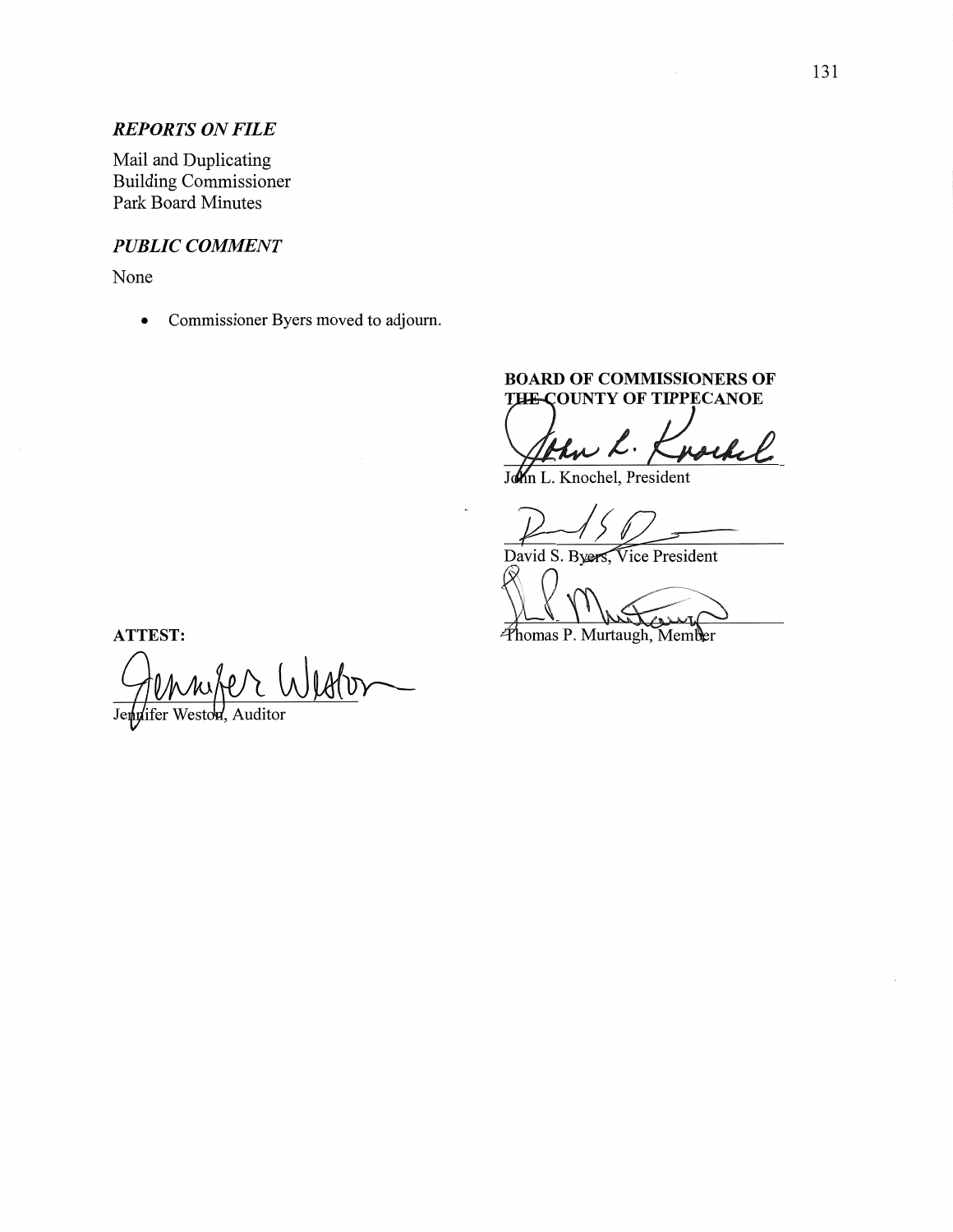### *REPORTS ON FILE*

Mail and Duplicating
Building Commissioner
Park Board Minutes

### *PUBLIC COMMENT*

None

- Commissioner Byers moved to adjourn.

**BOARD OF COMMISSIONERS OF THE COUNTY OF TIPPECANOE**

John L. Knochel, President

David S. Byers, Vice President

Thomas P. Murtaugh, Member

**ATTEST:**

Jennifer Weston, Auditor